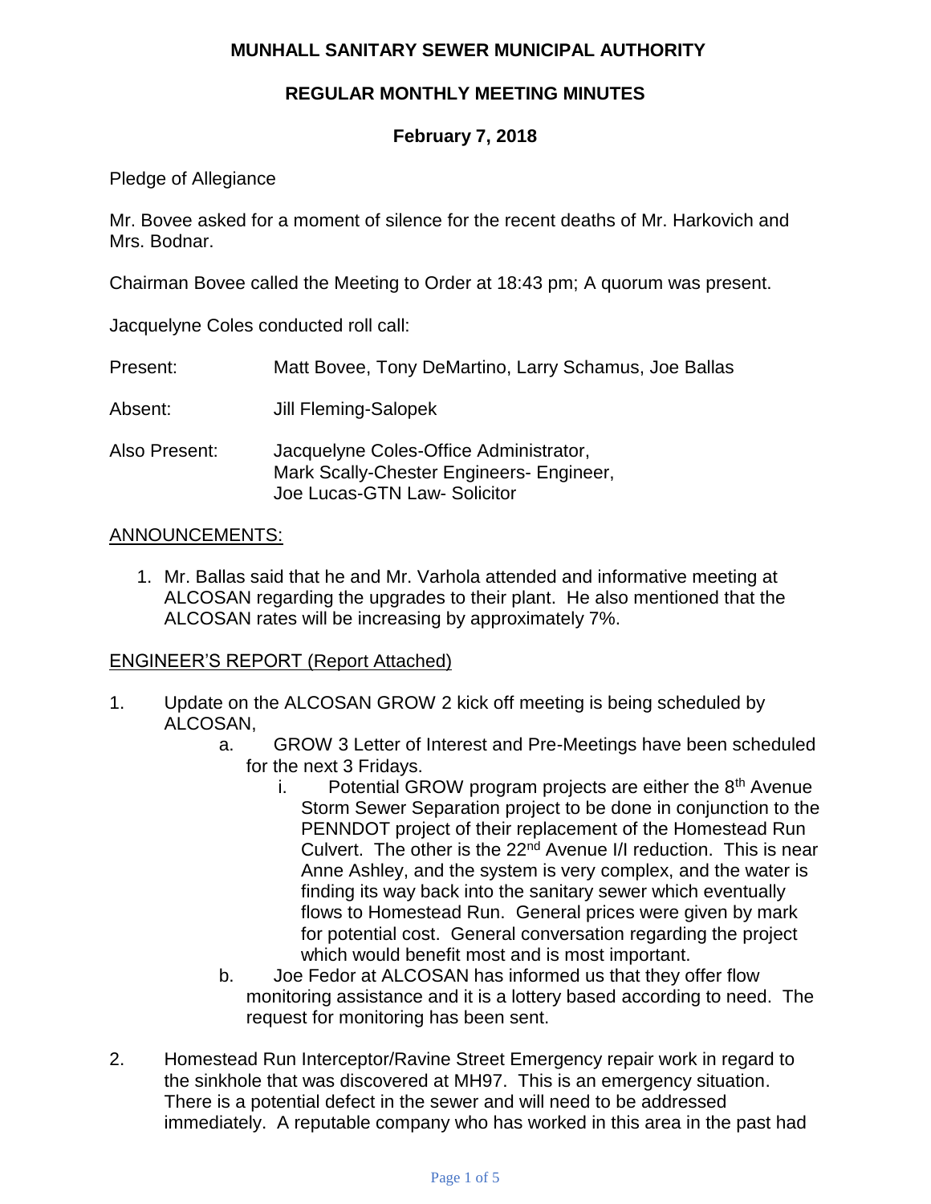# MUNHALL SANITARY SEWER MUNICIPAL AUTHORITY

## REGULAR MONTHLY MEETING MINUTES

### February 7, 2018

Pledge of Allegiance

Mr. Bovee asked for a moment of silence for the recent deaths of Mr. Harkovich and Mrs. Bodnar.

Chairman Bovee called the Meeting to Order at 18:43 pm; A quorum was present.

Jacquelyne Coles conducted roll call:

Present: Matt Bovee, Tony DeMartino, Larry Schamus, Joe Ballas

Absent: Jill Fleming-Salopek

Also Present: Jacquelyne Coles-Office Administrator,
Mark Scally-Chester Engineers- Engineer,
Joe Lucas-GTN Law- Solicitor

ANNOUNCEMENTS:

1. Mr. Ballas said that he and Mr. Varhola attended and informative meeting at ALCOSAN regarding the upgrades to their plant. He also mentioned that the ALCOSAN rates will be increasing by approximately 7%.

ENGINEER'S REPORT (Report Attached)

1. Update on the ALCOSAN GROW 2 kick off meeting is being scheduled by ALCOSAN,
   a. GROW 3 Letter of Interest and Pre-Meetings have been scheduled for the next 3 Fridays.
      i. Potential GROW program projects are either the 8th Avenue Storm Sewer Separation project to be done in conjunction to the PENNDOT project of their replacement of the Homestead Run Culvert. The other is the 22nd Avenue I/I reduction. This is near Anne Ashley, and the system is very complex, and the water is finding its way back into the sanitary sewer which eventually flows to Homestead Run. General prices were given by mark for potential cost. General conversation regarding the project which would benefit most and is most important.
   b. Joe Fedor at ALCOSAN has informed us that they offer flow monitoring assistance and it is a lottery based according to need. The request for monitoring has been sent.

2. Homestead Run Interceptor/Ravine Street Emergency repair work in regard to the sinkhole that was discovered at MH97. This is an emergency situation. There is a potential defect in the sewer and will need to be addressed immediately. A reputable company who has worked in this area in the past had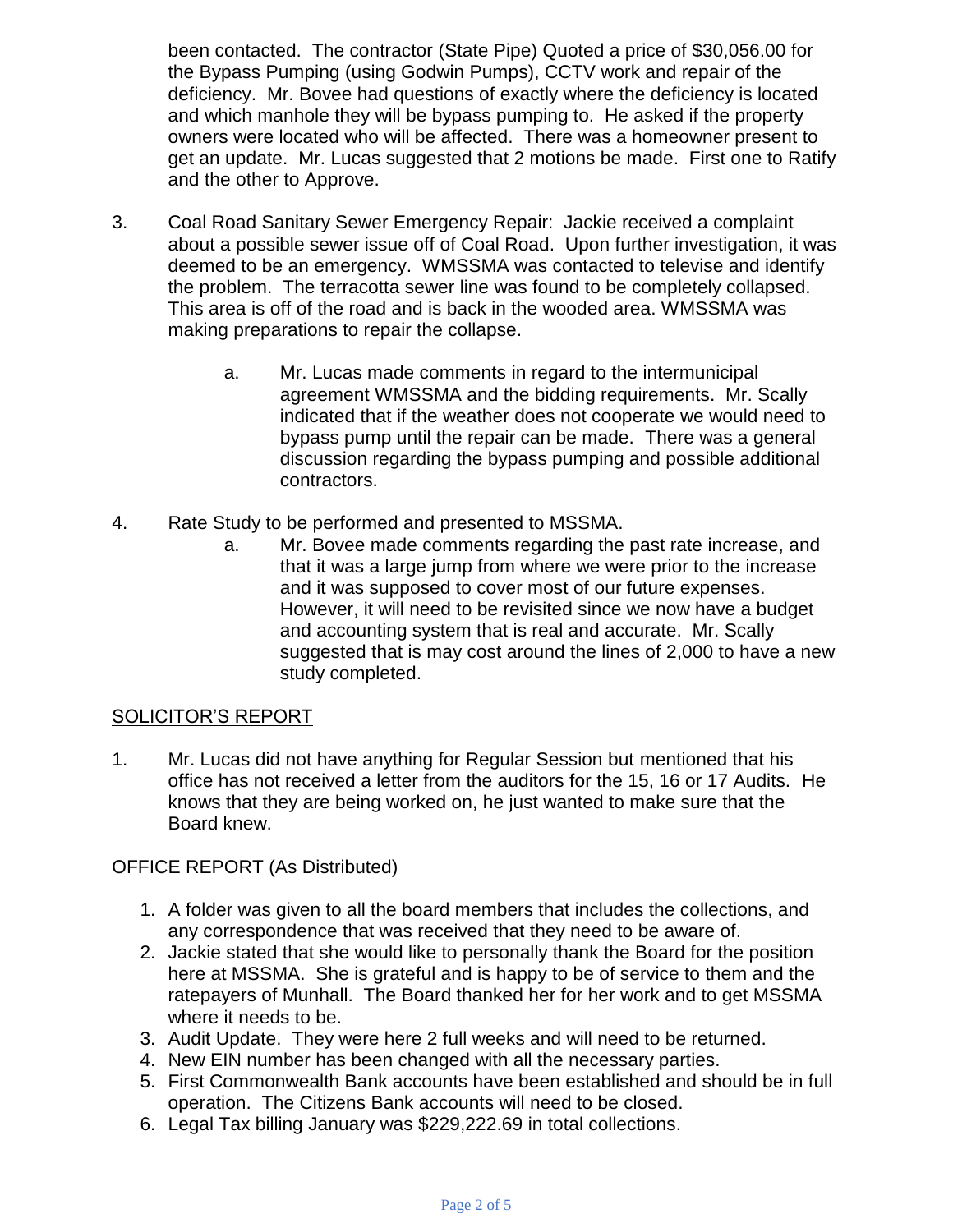been contacted. The contractor (State Pipe) Quoted a price of $30,056.00 for the Bypass Pumping (using Godwin Pumps), CCTV work and repair of the deficiency. Mr. Bovee had questions of exactly where the deficiency is located and which manhole they will be bypass pumping to. He asked if the property owners were located who will be affected. There was a homeowner present to get an update. Mr. Lucas suggested that 2 motions be made. First one to Ratify and the other to Approve.

3. Coal Road Sanitary Sewer Emergency Repair: Jackie received a complaint about a possible sewer issue off of Coal Road. Upon further investigation, it was deemed to be an emergency. WMSSMA was contacted to televise and identify the problem. The terracotta sewer line was found to be completely collapsed. This area is off of the road and is back in the wooded area. WMSSMA was making preparations to repair the collapse.

    a. Mr. Lucas made comments in regard to the intermunicipal agreement WMSSMA and the bidding requirements. Mr. Scally indicated that if the weather does not cooperate we would need to bypass pump until the repair can be made. There was a general discussion regarding the bypass pumping and possible additional contractors.

4. Rate Study to be performed and presented to MSSMA.

    a. Mr. Bovee made comments regarding the past rate increase, and that it was a large jump from where we were prior to the increase and it was supposed to cover most of our future expenses. However, it will need to be revisited since we now have a budget and accounting system that is real and accurate. Mr. Scally suggested that is may cost around the lines of 2,000 to have a new study completed.

## SOLICITOR'S REPORT

1. Mr. Lucas did not have anything for Regular Session but mentioned that his office has not received a letter from the auditors for the 15, 16 or 17 Audits. He knows that they are being worked on, he just wanted to make sure that the Board knew.

## OFFICE REPORT (As Distributed)

1. A folder was given to all the board members that includes the collections, and any correspondence that was received that they need to be aware of.
2. Jackie stated that she would like to personally thank the Board for the position here at MSSMA. She is grateful and is happy to be of service to them and the ratepayers of Munhall. The Board thanked her for her work and to get MSSMA where it needs to be.
3. Audit Update. They were here 2 full weeks and will need to be returned.
4. New EIN number has been changed with all the necessary parties.
5. First Commonwealth Bank accounts have been established and should be in full operation. The Citizens Bank accounts will need to be closed.
6. Legal Tax billing January was $229,222.69 in total collections.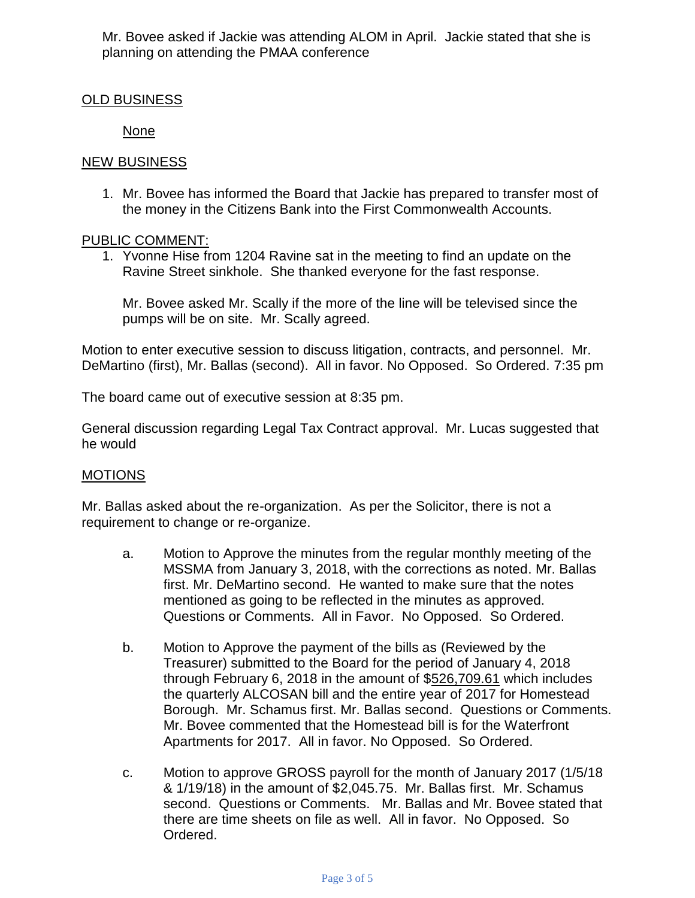Mr. Bovee asked if Jackie was attending ALOM in April. Jackie stated that she is planning on attending the PMAA conference

## OLD BUSINESS

None

## NEW BUSINESS

1. Mr. Bovee has informed the Board that Jackie has prepared to transfer most of the money in the Citizens Bank into the First Commonwealth Accounts.

## PUBLIC COMMENT:

1. Yvonne Hise from 1204 Ravine sat in the meeting to find an update on the Ravine Street sinkhole. She thanked everyone for the fast response.

   Mr. Bovee asked Mr. Scally if the more of the line will be televised since the pumps will be on site. Mr. Scally agreed.

Motion to enter executive session to discuss litigation, contracts, and personnel. Mr. DeMartino (first), Mr. Ballas (second). All in favor. No Opposed. So Ordered. 7:35 pm

The board came out of executive session at 8:35 pm.

General discussion regarding Legal Tax Contract approval. Mr. Lucas suggested that he would

## MOTIONS

Mr. Ballas asked about the re-organization. As per the Solicitor, there is not a requirement to change or re-organize.

a. Motion to Approve the minutes from the regular monthly meeting of the MSSMA from January 3, 2018, with the corrections as noted. Mr. Ballas first. Mr. DeMartino second. He wanted to make sure that the notes mentioned as going to be reflected in the minutes as approved. Questions or Comments. All in Favor. No Opposed. So Ordered.

b. Motion to Approve the payment of the bills as (Reviewed by the Treasurer) submitted to the Board for the period of January 4, 2018 through February 6, 2018 in the amount of $526,709.61 which includes the quarterly ALCOSAN bill and the entire year of 2017 for Homestead Borough. Mr. Schamus first. Mr. Ballas second. Questions or Comments. Mr. Bovee commented that the Homestead bill is for the Waterfront Apartments for 2017. All in favor. No Opposed. So Ordered.

c. Motion to approve GROSS payroll for the month of January 2017 (1/5/18 & 1/19/18) in the amount of $2,045.75. Mr. Ballas first. Mr. Schamus second. Questions or Comments. Mr. Ballas and Mr. Bovee stated that there are time sheets on file as well. All in favor. No Opposed. So Ordered.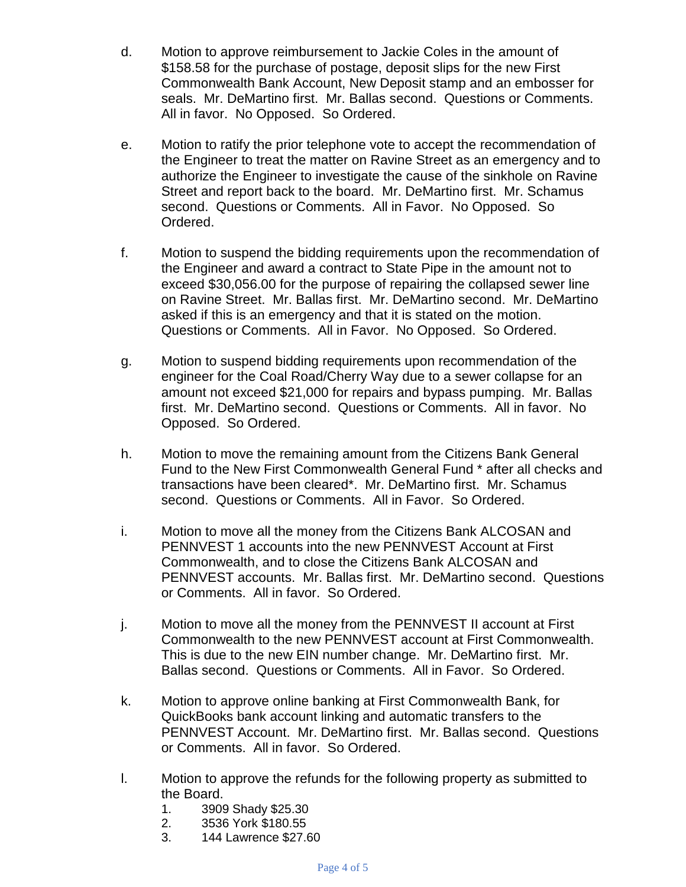d. Motion to approve reimbursement to Jackie Coles in the amount of $158.58 for the purchase of postage, deposit slips for the new First Commonwealth Bank Account, New Deposit stamp and an embosser for seals. Mr. DeMartino first. Mr. Ballas second. Questions or Comments. All in favor. No Opposed. So Ordered.

e. Motion to ratify the prior telephone vote to accept the recommendation of the Engineer to treat the matter on Ravine Street as an emergency and to authorize the Engineer to investigate the cause of the sinkhole on Ravine Street and report back to the board. Mr. DeMartino first. Mr. Schamus second. Questions or Comments. All in Favor. No Opposed. So Ordered.

f. Motion to suspend the bidding requirements upon the recommendation of the Engineer and award a contract to State Pipe in the amount not to exceed $30,056.00 for the purpose of repairing the collapsed sewer line on Ravine Street. Mr. Ballas first. Mr. DeMartino second. Mr. DeMartino asked if this is an emergency and that it is stated on the motion. Questions or Comments. All in Favor. No Opposed. So Ordered.

g. Motion to suspend bidding requirements upon recommendation of the engineer for the Coal Road/Cherry Way due to a sewer collapse for an amount not exceed $21,000 for repairs and bypass pumping. Mr. Ballas first. Mr. DeMartino second. Questions or Comments. All in favor. No Opposed. So Ordered.

h. Motion to move the remaining amount from the Citizens Bank General Fund to the New First Commonwealth General Fund * after all checks and transactions have been cleared*. Mr. DeMartino first. Mr. Schamus second. Questions or Comments. All in Favor. So Ordered.

i. Motion to move all the money from the Citizens Bank ALCOSAN and PENNVEST 1 accounts into the new PENNVEST Account at First Commonwealth, and to close the Citizens Bank ALCOSAN and PENNVEST accounts. Mr. Ballas first. Mr. DeMartino second. Questions or Comments. All in favor. So Ordered.

j. Motion to move all the money from the PENNVEST II account at First Commonwealth to the new PENNVEST account at First Commonwealth. This is due to the new EIN number change. Mr. DeMartino first. Mr. Ballas second. Questions or Comments. All in Favor. So Ordered.

k. Motion to approve online banking at First Commonwealth Bank, for QuickBooks bank account linking and automatic transfers to the PENNVEST Account. Mr. DeMartino first. Mr. Ballas second. Questions or Comments. All in favor. So Ordered.

l. Motion to approve the refunds for the following property as submitted to the Board.
   1. 3909 Shady $25.30
   2. 3536 York $180.55
   3. 144 Lawrence $27.60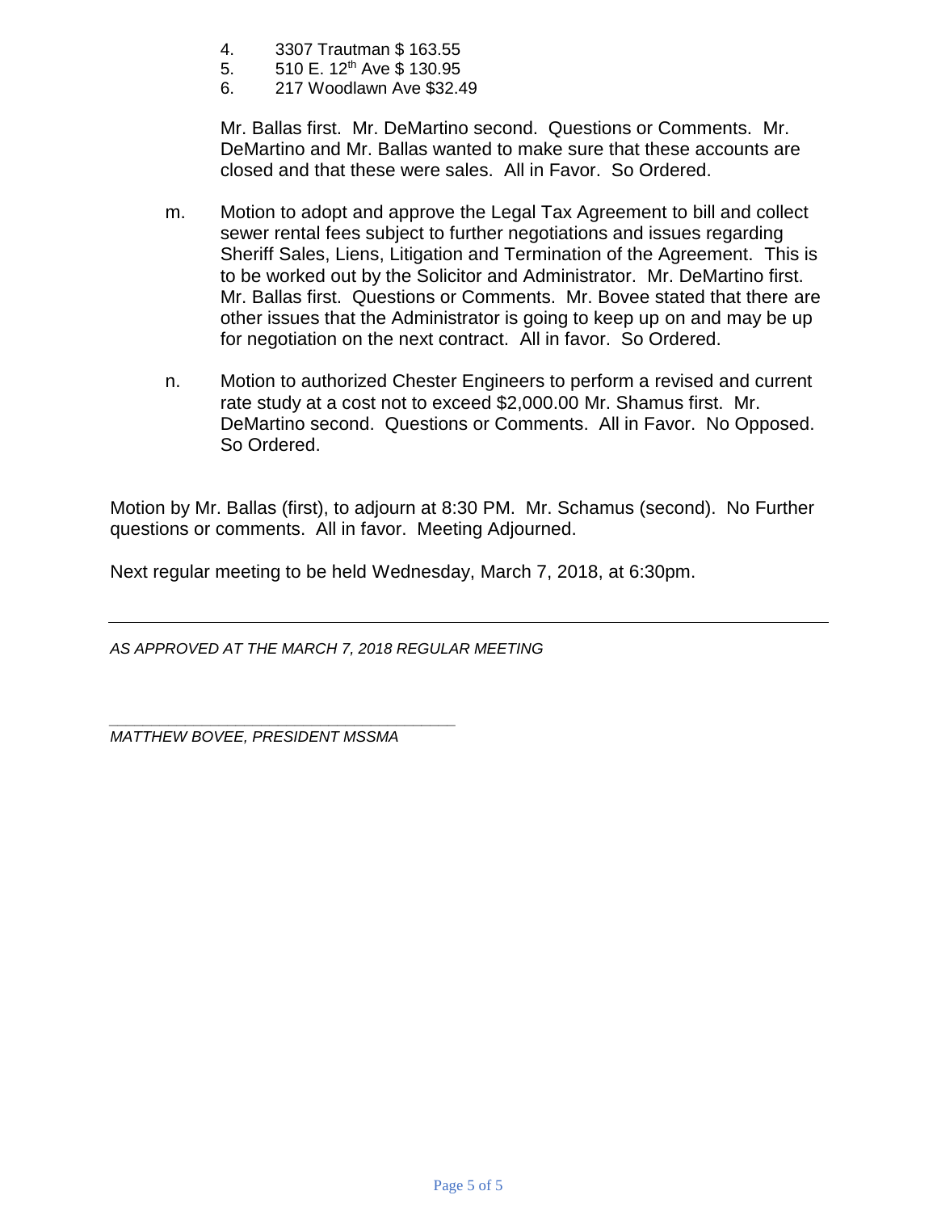4. 3307 Trautman $ 163.55
5. 510 E. 12th Ave $ 130.95
6. 217 Woodlawn Ave $32.49

Mr. Ballas first. Mr. DeMartino second. Questions or Comments. Mr. DeMartino and Mr. Ballas wanted to make sure that these accounts are closed and that these were sales. All in Favor. So Ordered.

m. Motion to adopt and approve the Legal Tax Agreement to bill and collect sewer rental fees subject to further negotiations and issues regarding Sheriff Sales, Liens, Litigation and Termination of the Agreement. This is to be worked out by the Solicitor and Administrator. Mr. DeMartino first. Mr. Ballas first. Questions or Comments. Mr. Bovee stated that there are other issues that the Administrator is going to keep up on and may be up for negotiation on the next contract. All in favor. So Ordered.

n. Motion to authorized Chester Engineers to perform a revised and current rate study at a cost not to exceed $2,000.00 Mr. Shamus first. Mr. DeMartino second. Questions or Comments. All in Favor. No Opposed. So Ordered.

Motion by Mr. Ballas (first), to adjourn at 8:30 PM. Mr. Schamus (second). No Further questions or comments. All in favor. Meeting Adjourned.

Next regular meeting to be held Wednesday, March 7, 2018, at 6:30pm.

---

*AS APPROVED AT THE MARCH 7, 2018 REGULAR MEETING*

*_______________________________________*
*MATTHEW BOVEE, PRESIDENT MSSMA*